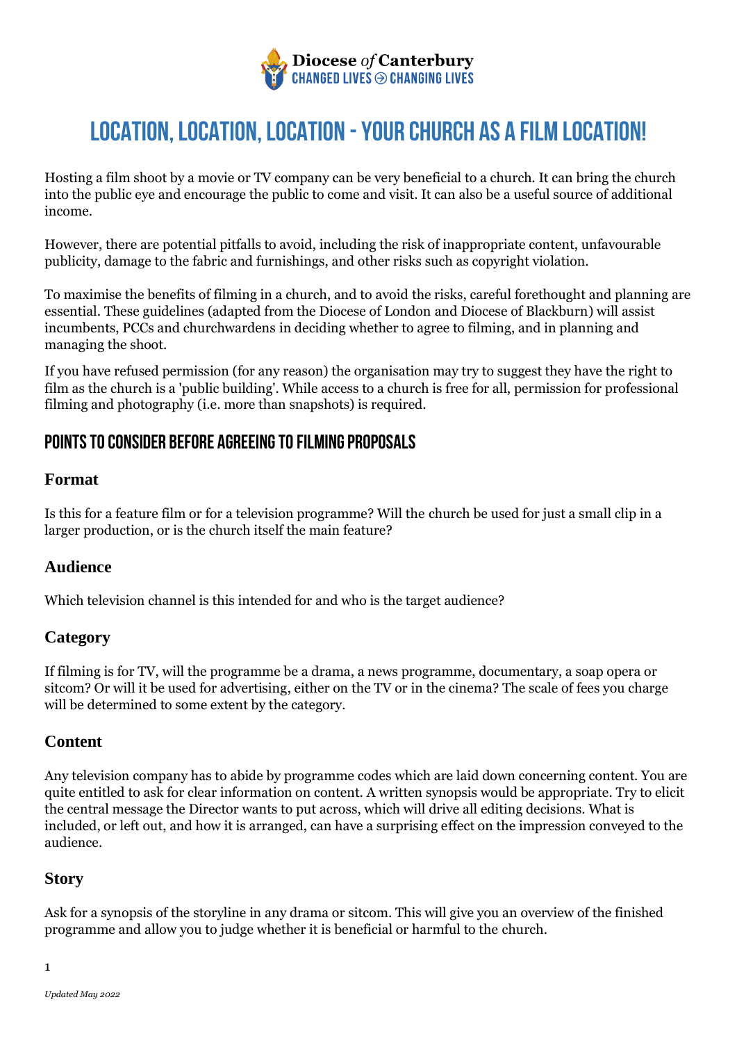Diocese *of* Canterbury
CHANGED LIVES → CHANGING LIVES

# LOCATION, LOCATION, LOCATION - YOUR CHURCH AS A FILM LOCATION!

Hosting a film shoot by a movie or TV company can be very beneficial to a church. It can bring the church into the public eye and encourage the public to come and visit. It can also be a useful source of additional income.

However, there are potential pitfalls to avoid, including the risk of inappropriate content, unfavourable publicity, damage to the fabric and furnishings, and other risks such as copyright violation.

To maximise the benefits of filming in a church, and to avoid the risks, careful forethought and planning are essential. These guidelines (adapted from the Diocese of London and Diocese of Blackburn) will assist incumbents, PCCs and churchwardens in deciding whether to agree to filming, and in planning and managing the shoot.

If you have refused permission (for any reason) the organisation may try to suggest they have the right to film as the church is a 'public building'. While access to a church is free for all, permission for professional filming and photography (i.e. more than snapshots) is required.

## POINTS TO CONSIDER BEFORE AGREEING TO FILMING PROPOSALS

### Format

Is this for a feature film or for a television programme? Will the church be used for just a small clip in a larger production, or is the church itself the main feature?

### Audience

Which television channel is this intended for and who is the target audience?

### Category

If filming is for TV, will the programme be a drama, a news programme, documentary, a soap opera or sitcom? Or will it be used for advertising, either on the TV or in the cinema? The scale of fees you charge will be determined to some extent by the category.

### Content

Any television company has to abide by programme codes which are laid down concerning content. You are quite entitled to ask for clear information on content. A written synopsis would be appropriate. Try to elicit the central message the Director wants to put across, which will drive all editing decisions. What is included, or left out, and how it is arranged, can have a surprising effect on the impression conveyed to the audience.

### Story

Ask for a synopsis of the storyline in any drama or sitcom. This will give you an overview of the finished programme and allow you to judge whether it is beneficial or harmful to the church.

*Updated May 2022*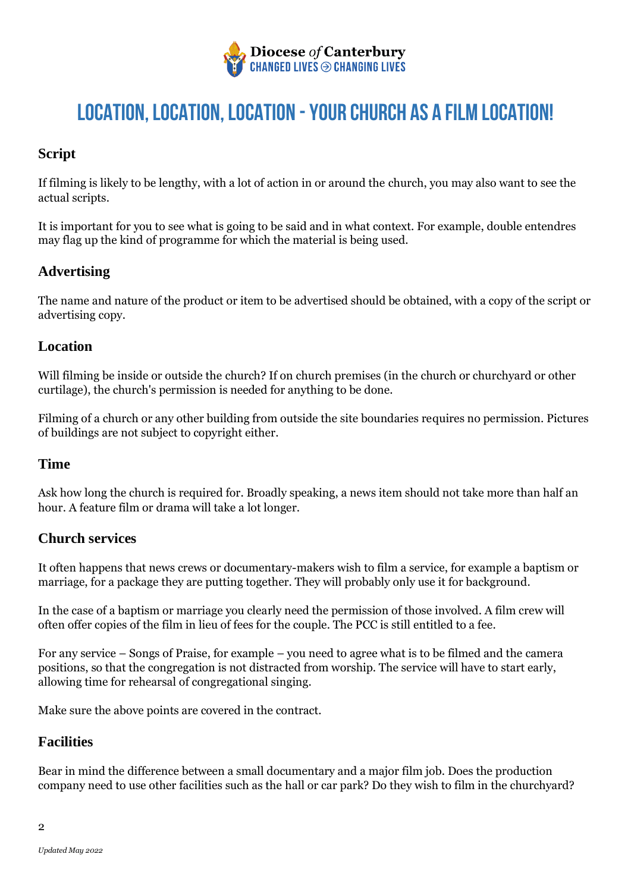# LOCATION, LOCATION, LOCATION - YOUR CHURCH AS A FILM LOCATION!

## Script

If filming is likely to be lengthy, with a lot of action in or around the church, you may also want to see the actual scripts.

It is important for you to see what is going to be said and in what context. For example, double entendres may flag up the kind of programme for which the material is being used.

## Advertising

The name and nature of the product or item to be advertised should be obtained, with a copy of the script or advertising copy.

## Location

Will filming be inside or outside the church? If on church premises (in the church or churchyard or other curtilage), the church's permission is needed for anything to be done.

Filming of a church or any other building from outside the site boundaries requires no permission. Pictures of buildings are not subject to copyright either.

## Time

Ask how long the church is required for. Broadly speaking, a news item should not take more than half an hour. A feature film or drama will take a lot longer.

## Church services

It often happens that news crews or documentary-makers wish to film a service, for example a baptism or marriage, for a package they are putting together. They will probably only use it for background.

In the case of a baptism or marriage you clearly need the permission of those involved. A film crew will often offer copies of the film in lieu of fees for the couple. The PCC is still entitled to a fee.

For any service – Songs of Praise, for example – you need to agree what is to be filmed and the camera positions, so that the congregation is not distracted from worship. The service will have to start early, allowing time for rehearsal of congregational singing.

Make sure the above points are covered in the contract.

## Facilities

Bear in mind the difference between a small documentary and a major film job. Does the production company need to use other facilities such as the hall or car park? Do they wish to film in the churchyard?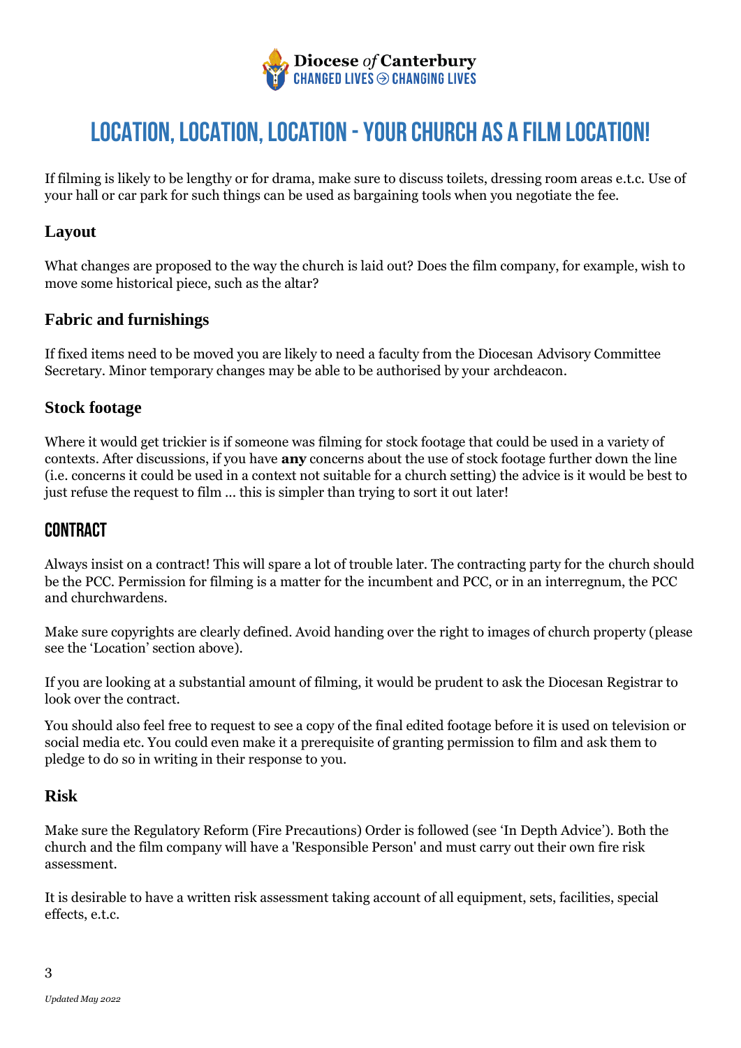# Location, Location, Location - Your Church as a Film Location!

If filming is likely to be lengthy or for drama, make sure to discuss toilets, dressing room areas e.t.c. Use of your hall or car park for such things can be used as bargaining tools when you negotiate the fee.

### Layout

What changes are proposed to the way the church is laid out? Does the film company, for example, wish to move some historical piece, such as the altar?

### Fabric and furnishings

If fixed items need to be moved you are likely to need a faculty from the Diocesan Advisory Committee Secretary. Minor temporary changes may be able to be authorised by your archdeacon.

### Stock footage

Where it would get trickier is if someone was filming for stock footage that could be used in a variety of contexts. After discussions, if you have **any** concerns about the use of stock footage further down the line (i.e. concerns it could be used in a context not suitable for a church setting) the advice is it would be best to just refuse the request to film … this is simpler than trying to sort it out later!

## Contract

Always insist on a contract! This will spare a lot of trouble later. The contracting party for the church should be the PCC. Permission for filming is a matter for the incumbent and PCC, or in an interregnum, the PCC and churchwardens.

Make sure copyrights are clearly defined. Avoid handing over the right to images of church property (please see the 'Location' section above).

If you are looking at a substantial amount of filming, it would be prudent to ask the Diocesan Registrar to look over the contract.

You should also feel free to request to see a copy of the final edited footage before it is used on television or social media etc. You could even make it a prerequisite of granting permission to film and ask them to pledge to do so in writing in their response to you.

### Risk

Make sure the Regulatory Reform (Fire Precautions) Order is followed (see 'In Depth Advice'). Both the church and the film company will have a 'Responsible Person' and must carry out their own fire risk assessment.

It is desirable to have a written risk assessment taking account of all equipment, sets, facilities, special effects, e.t.c.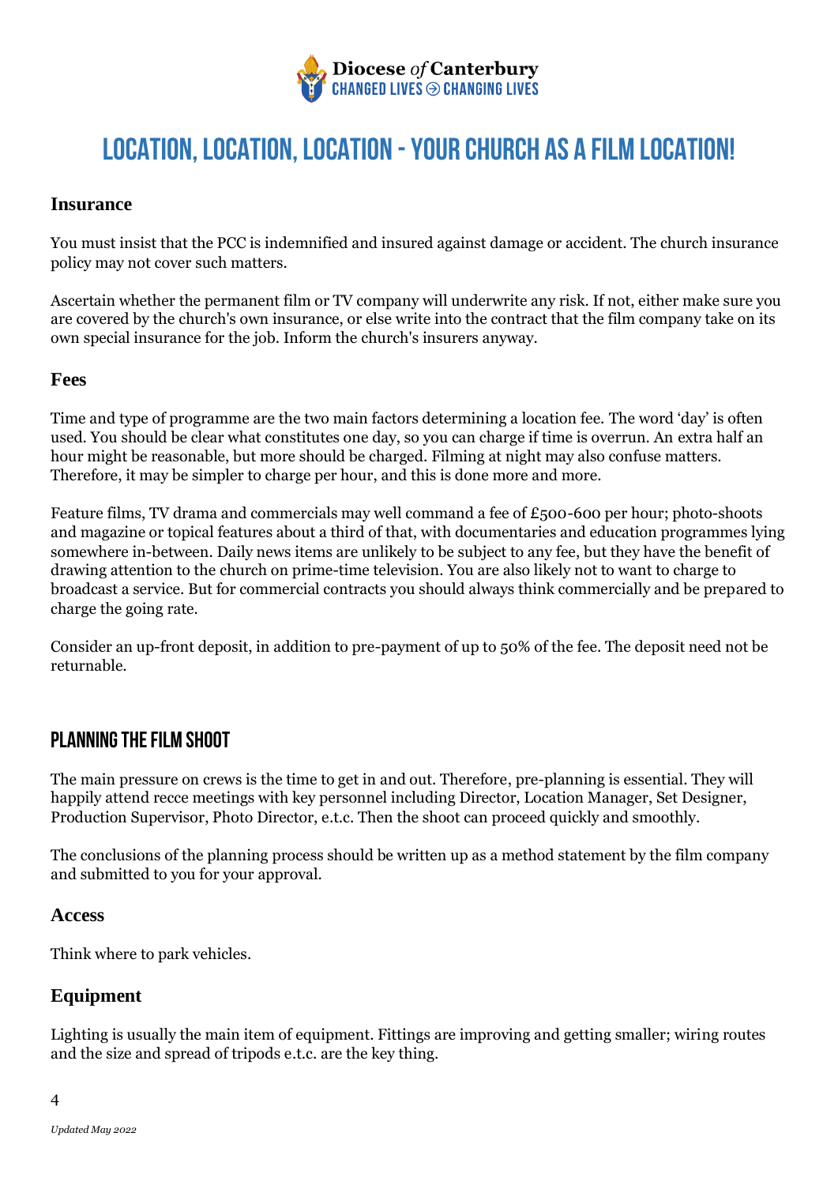# LOCATION, LOCATION, LOCATION - YOUR CHURCH AS A FILM LOCATION!

### Insurance

You must insist that the PCC is indemnified and insured against damage or accident. The church insurance policy may not cover such matters.

Ascertain whether the permanent film or TV company will underwrite any risk. If not, either make sure you are covered by the church's own insurance, or else write into the contract that the film company take on its own special insurance for the job. Inform the church's insurers anyway.

### Fees

Time and type of programme are the two main factors determining a location fee. The word 'day' is often used. You should be clear what constitutes one day, so you can charge if time is overrun. An extra half an hour might be reasonable, but more should be charged. Filming at night may also confuse matters. Therefore, it may be simpler to charge per hour, and this is done more and more.

Feature films, TV drama and commercials may well command a fee of £500-600 per hour; photo-shoots and magazine or topical features about a third of that, with documentaries and education programmes lying somewhere in-between. Daily news items are unlikely to be subject to any fee, but they have the benefit of drawing attention to the church on prime-time television. You are also likely not to want to charge to broadcast a service. But for commercial contracts you should always think commercially and be prepared to charge the going rate.

Consider an up-front deposit, in addition to pre-payment of up to 50% of the fee. The deposit need not be returnable.

## PLANNING THE FILM SHOOT

The main pressure on crews is the time to get in and out. Therefore, pre-planning is essential. They will happily attend recce meetings with key personnel including Director, Location Manager, Set Designer, Production Supervisor, Photo Director, e.t.c. Then the shoot can proceed quickly and smoothly.

The conclusions of the planning process should be written up as a method statement by the film company and submitted to you for your approval.

### Access

Think where to park vehicles.

### Equipment

Lighting is usually the main item of equipment. Fittings are improving and getting smaller; wiring routes and the size and spread of tripods e.t.c. are the key thing.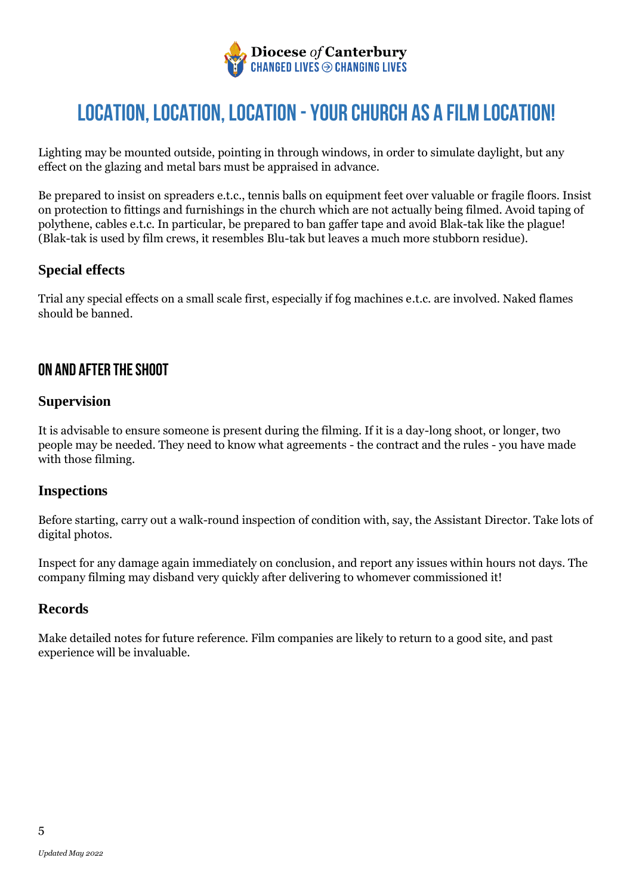# LOCATION, LOCATION, LOCATION - YOUR CHURCH AS A FILM LOCATION!

Lighting may be mounted outside, pointing in through windows, in order to simulate daylight, but any effect on the glazing and metal bars must be appraised in advance.

Be prepared to insist on spreaders e.t.c., tennis balls on equipment feet over valuable or fragile floors. Insist on protection to fittings and furnishings in the church which are not actually being filmed. Avoid taping of polythene, cables e.t.c. In particular, be prepared to ban gaffer tape and avoid Blak-tak like the plague! (Blak-tak is used by film crews, it resembles Blu-tak but leaves a much more stubborn residue).

### Special effects

Trial any special effects on a small scale first, especially if fog machines e.t.c. are involved. Naked flames should be banned.

## ON AND AFTER THE SHOOT

### Supervision

It is advisable to ensure someone is present during the filming. If it is a day-long shoot, or longer, two people may be needed. They need to know what agreements - the contract and the rules - you have made with those filming.

### Inspections

Before starting, carry out a walk-round inspection of condition with, say, the Assistant Director. Take lots of digital photos.

Inspect for any damage again immediately on conclusion, and report any issues within hours not days. The company filming may disband very quickly after delivering to whomever commissioned it!

### Records

Make detailed notes for future reference. Film companies are likely to return to a good site, and past experience will be invaluable.

*Updated May 2022*